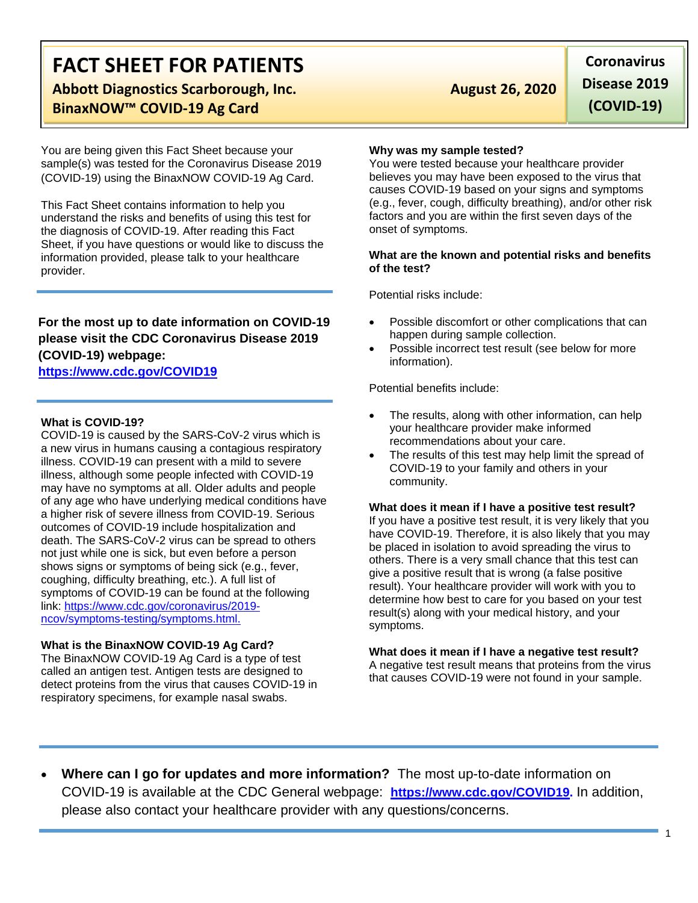# FACT SHEET FOR PATIENTS

**Abbott Diagnostics Scarborough, Inc.**

**BinaxNOW™ COVID-19 Ag Card**

**August 26, 2020**

**Coronavirus Disease 2019 (COVID-19)**

You are being given this Fact Sheet because your sample(s) was tested for the Coronavirus Disease 2019 (COVID-19) using the BinaxNOW COVID-19 Ag Card.

This Fact Sheet contains information to help you understand the risks and benefits of using this test for the diagnosis of COVID-19. After reading this Fact Sheet, if you have questions or would like to discuss the information provided, please talk to your healthcare provider.

**For the most up to date information on COVID-19 please visit the CDC Coronavirus Disease 2019 (COVID-19) webpage:**
**https://www.cdc.gov/COVID19**

**What is COVID-19?**
COVID-19 is caused by the SARS-CoV-2 virus which is a new virus in humans causing a contagious respiratory illness. COVID-19 can present with a mild to severe illness, although some people infected with COVID-19 may have no symptoms at all. Older adults and people of any age who have underlying medical conditions have a higher risk of severe illness from COVID-19. Serious outcomes of COVID-19 include hospitalization and death. The SARS-CoV-2 virus can be spread to others not just while one is sick, but even before a person shows signs or symptoms of being sick (e.g., fever, coughing, difficulty breathing, etc.). A full list of symptoms of COVID-19 can be found at the following link: https://www.cdc.gov/coronavirus/2019-ncov/symptoms-testing/symptoms.html.

**What is the BinaxNOW COVID-19 Ag Card?**
The BinaxNOW COVID-19 Ag Card is a type of test called an antigen test. Antigen tests are designed to detect proteins from the virus that causes COVID-19 in respiratory specimens, for example nasal swabs.

**Why was my sample tested?**
You were tested because your healthcare provider believes you may have been exposed to the virus that causes COVID-19 based on your signs and symptoms (e.g., fever, cough, difficulty breathing), and/or other risk factors and you are within the first seven days of the onset of symptoms.

**What are the known and potential risks and benefits of the test?**

Potential risks include:

- Possible discomfort or other complications that can happen during sample collection.
- Possible incorrect test result (see below for more information).

Potential benefits include:

- The results, along with other information, can help your healthcare provider make informed recommendations about your care.
- The results of this test may help limit the spread of COVID-19 to your family and others in your community.

**What does it mean if I have a positive test result?**
If you have a positive test result, it is very likely that you have COVID-19. Therefore, it is also likely that you may be placed in isolation to avoid spreading the virus to others. There is a very small chance that this test can give a positive result that is wrong (a false positive result). Your healthcare provider will work with you to determine how best to care for you based on your test result(s) along with your medical history, and your symptoms.

**What does it mean if I have a negative test result?**
A negative test result means that proteins from the virus that causes COVID-19 were not found in your sample.

- **Where can I go for updates and more information?** The most up-to-date information on COVID-19 is available at the CDC General webpage: **https://www.cdc.gov/COVID19.** In addition, please also contact your healthcare provider with any questions/concerns.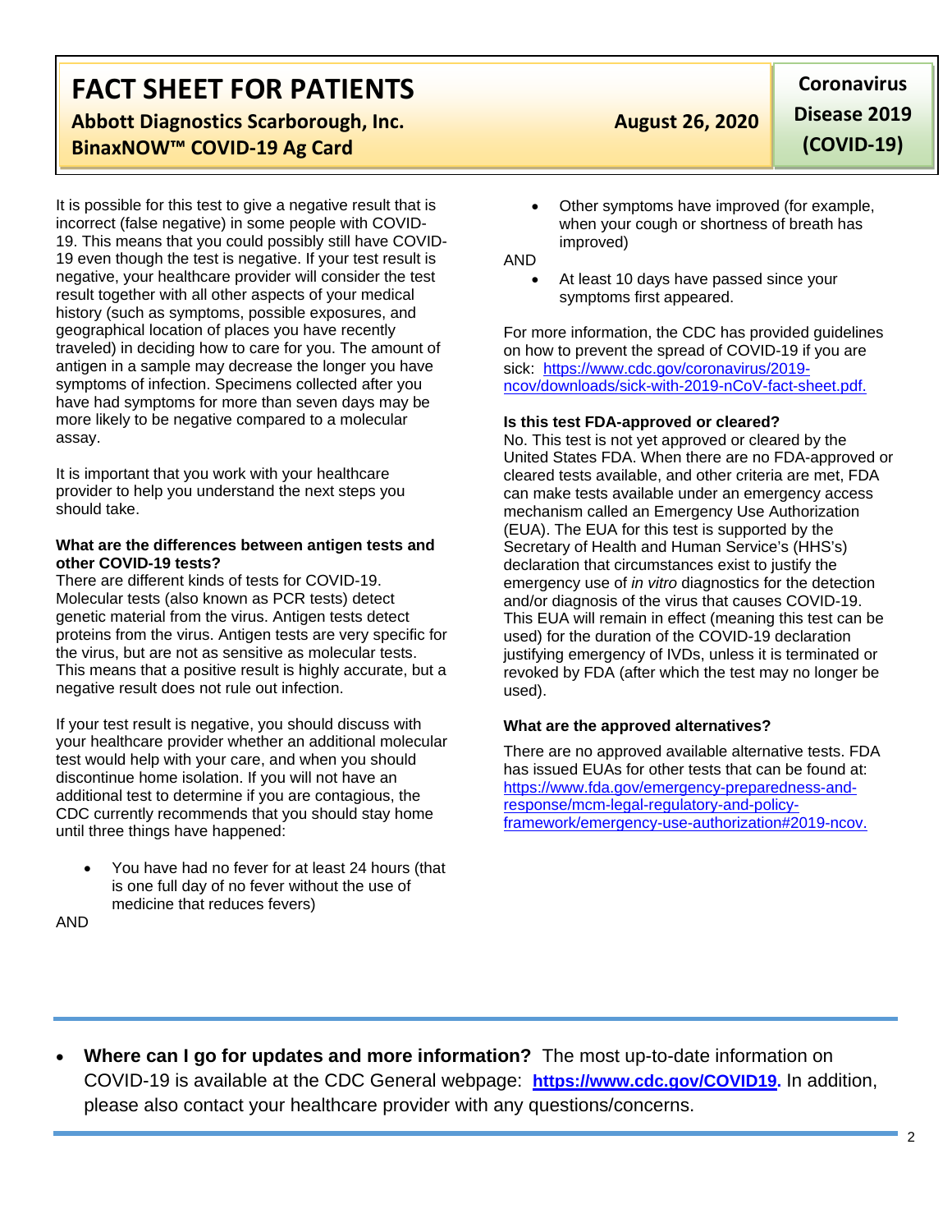# FACT SHEET FOR PATIENTS

**Abbott Diagnostics Scarborough, Inc.**
**BinaxNOW™ COVID-19 Ag Card**

**August 26, 2020**

**Coronavirus Disease 2019 (COVID-19)**

It is possible for this test to give a negative result that is incorrect (false negative) in some people with COVID-19. This means that you could possibly still have COVID-19 even though the test is negative. If your test result is negative, your healthcare provider will consider the test result together with all other aspects of your medical history (such as symptoms, possible exposures, and geographical location of places you have recently traveled) in deciding how to care for you. The amount of antigen in a sample may decrease the longer you have symptoms of infection. Specimens collected after you have had symptoms for more than seven days may be more likely to be negative compared to a molecular assay.

It is important that you work with your healthcare provider to help you understand the next steps you should take.

**What are the differences between antigen tests and other COVID-19 tests?**
There are different kinds of tests for COVID-19. Molecular tests (also known as PCR tests) detect genetic material from the virus. Antigen tests detect proteins from the virus. Antigen tests are very specific for the virus, but are not as sensitive as molecular tests. This means that a positive result is highly accurate, but a negative result does not rule out infection.

If your test result is negative, you should discuss with your healthcare provider whether an additional molecular test would help with your care, and when you should discontinue home isolation. If you will not have an additional test to determine if you are contagious, the CDC currently recommends that you should stay home until three things have happened:

- You have had no fever for at least 24 hours (that is one full day of no fever without the use of medicine that reduces fevers)

AND

- Other symptoms have improved (for example, when your cough or shortness of breath has improved)

AND

- At least 10 days have passed since your symptoms first appeared.

For more information, the CDC has provided guidelines on how to prevent the spread of COVID-19 if you are sick: https://www.cdc.gov/coronavirus/2019-ncov/downloads/sick-with-2019-nCoV-fact-sheet.pdf.

**Is this test FDA-approved or cleared?**
No. This test is not yet approved or cleared by the United States FDA. When there are no FDA-approved or cleared tests available, and other criteria are met, FDA can make tests available under an emergency access mechanism called an Emergency Use Authorization (EUA). The EUA for this test is supported by the Secretary of Health and Human Service's (HHS's) declaration that circumstances exist to justify the emergency use of *in vitro* diagnostics for the detection and/or diagnosis of the virus that causes COVID-19. This EUA will remain in effect (meaning this test can be used) for the duration of the COVID-19 declaration justifying emergency of IVDs, unless it is terminated or revoked by FDA (after which the test may no longer be used).

**What are the approved alternatives?**

There are no approved available alternative tests. FDA has issued EUAs for other tests that can be found at: https://www.fda.gov/emergency-preparedness-and-response/mcm-legal-regulatory-and-policy-framework/emergency-use-authorization#2019-ncov.

- **Where can I go for updates and more information?** The most up-to-date information on COVID-19 is available at the CDC General webpage: **https://www.cdc.gov/COVID19.** In addition, please also contact your healthcare provider with any questions/concerns.